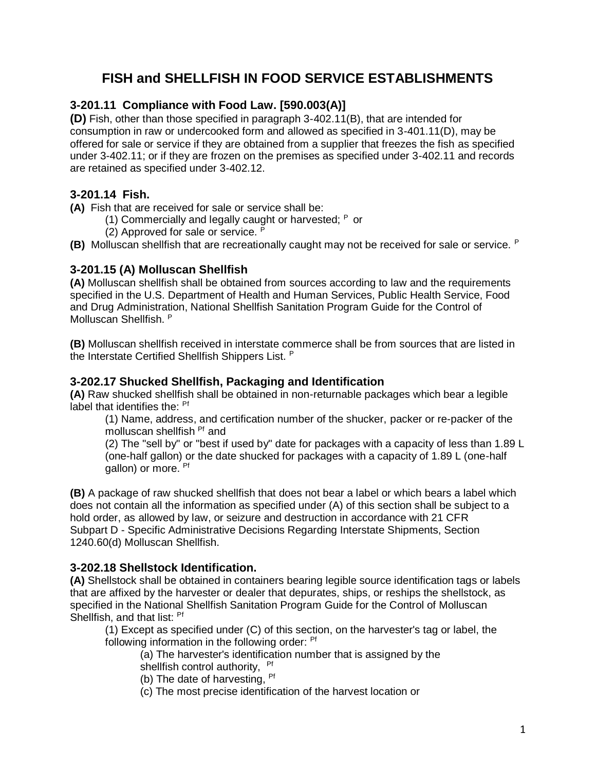# FISH and SHELLFISH IN FOOD SERVICE ESTABLISHMENTS

### 3-201.11 Compliance with Food Law. [590.003(A)]

**(D)** Fish, other than those specified in paragraph 3-402.11(B), that are intended for consumption in raw or undercooked form and allowed as specified in 3-401.11(D), may be offered for sale or service if they are obtained from a supplier that freezes the fish as specified under 3-402.11; or if they are frozen on the premises as specified under 3-402.11 and records are retained as specified under 3-402.12.

### 3-201.14 Fish.

**(A)** Fish that are received for sale or service shall be:

(1) Commercially and legally caught or harvested; [P] or

(2) Approved for sale or service. [P]

**(B)** Molluscan shellfish that are recreationally caught may not be received for sale or service. [P]

### 3-201.15 (A) Molluscan Shellfish

**(A)** Molluscan shellfish shall be obtained from sources according to law and the requirements specified in the U.S. Department of Health and Human Services, Public Health Service, Food and Drug Administration, National Shellfish Sanitation Program Guide for the Control of Molluscan Shellfish. [P]

**(B)** Molluscan shellfish received in interstate commerce shall be from sources that are listed in the Interstate Certified Shellfish Shippers List. [P]

### 3-202.17 Shucked Shellfish, Packaging and Identification

**(A)** Raw shucked shellfish shall be obtained in non-returnable packages which bear a legible label that identifies the: [Pf]

(1) Name, address, and certification number of the shucker, packer or re-packer of the molluscan shellfish [Pf] and

(2) The "sell by" or "best if used by" date for packages with a capacity of less than 1.89 L (one-half gallon) or the date shucked for packages with a capacity of 1.89 L (one-half gallon) or more. [Pf]

**(B)** A package of raw shucked shellfish that does not bear a label or which bears a label which does not contain all the information as specified under (A) of this section shall be subject to a hold order, as allowed by law, or seizure and destruction in accordance with 21 CFR Subpart D - Specific Administrative Decisions Regarding Interstate Shipments, Section 1240.60(d) Molluscan Shellfish.

### 3-202.18 Shellstock Identification.

**(A)** Shellstock shall be obtained in containers bearing legible source identification tags or labels that are affixed by the harvester or dealer that depurates, ships, or reships the shellstock, as specified in the National Shellfish Sanitation Program Guide for the Control of Molluscan Shellfish, and that list: [Pf]

(1) Except as specified under (C) of this section, on the harvester's tag or label, the following information in the following order: [Pf]

(a) The harvester's identification number that is assigned by the shellfish control authority, [Pf]

(b) The date of harvesting, [Pf]

(c) The most precise identification of the harvest location or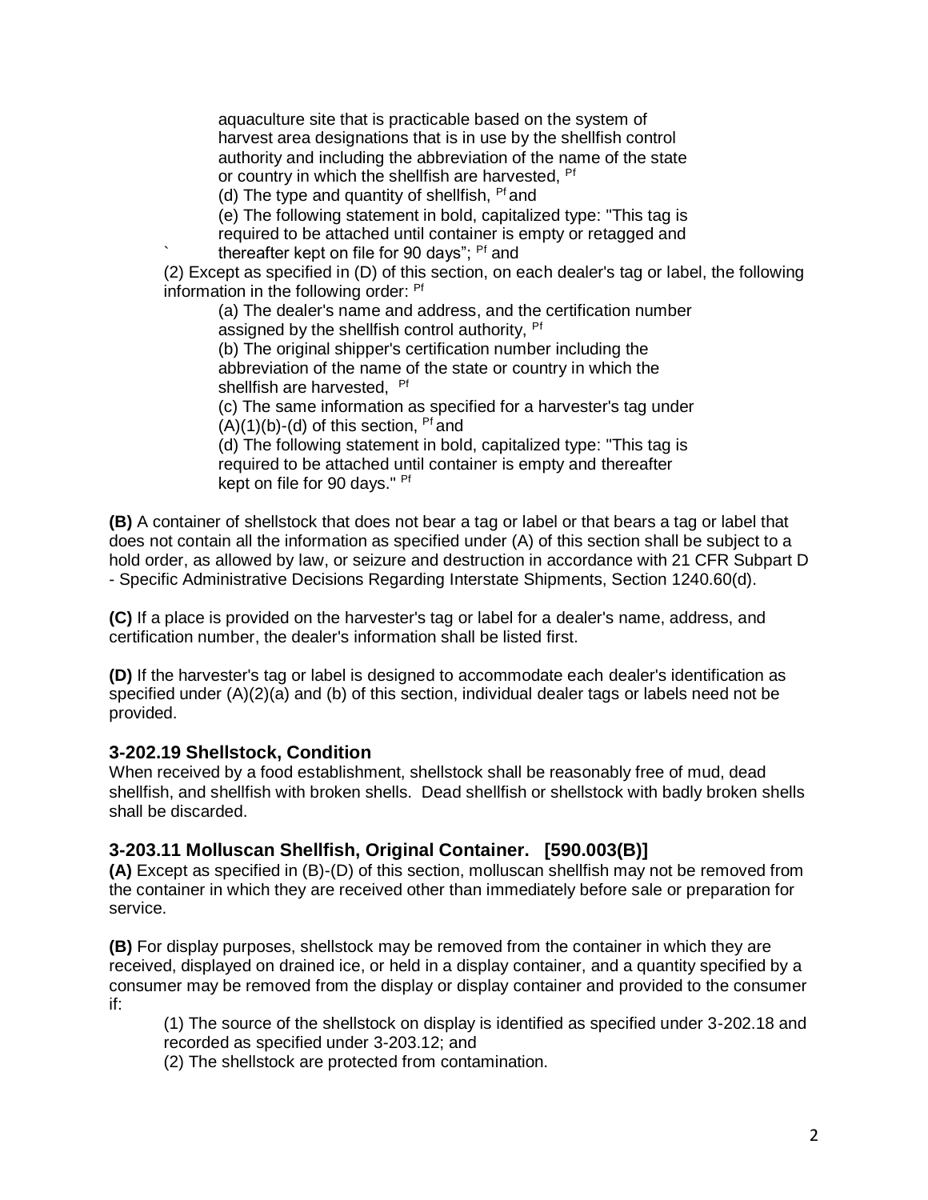aquaculture site that is practicable based on the system of harvest area designations that is in use by the shellfish control authority and including the abbreviation of the name of the state or country in which the shellfish are harvested, [Pf]

(d) The type and quantity of shellfish, [Pf] and

(e) The following statement in bold, capitalized type: "This tag is required to be attached until container is empty or retagged and thereafter kept on file for 90 days"; [Pf] and

(2) Except as specified in (D) of this section, on each dealer's tag or label, the following information in the following order: [Pf]

(a) The dealer's name and address, and the certification number assigned by the shellfish control authority, [Pf]

(b) The original shipper's certification number including the abbreviation of the name of the state or country in which the shellfish are harvested, [Pf]

(c) The same information as specified for a harvester's tag under (A)(1)(b)-(d) of this section, [Pf] and

(d) The following statement in bold, capitalized type: "This tag is required to be attached until container is empty and thereafter kept on file for 90 days." [Pf]

**(B)** A container of shellstock that does not bear a tag or label or that bears a tag or label that does not contain all the information as specified under (A) of this section shall be subject to a hold order, as allowed by law, or seizure and destruction in accordance with 21 CFR Subpart D - Specific Administrative Decisions Regarding Interstate Shipments, Section 1240.60(d).

**(C)** If a place is provided on the harvester's tag or label for a dealer's name, address, and certification number, the dealer's information shall be listed first.

**(D)** If the harvester's tag or label is designed to accommodate each dealer's identification as specified under (A)(2)(a) and (b) of this section, individual dealer tags or labels need not be provided.

### 3-202.19 Shellstock, Condition

When received by a food establishment, shellstock shall be reasonably free of mud, dead shellfish, and shellfish with broken shells. Dead shellfish or shellstock with badly broken shells shall be discarded.

### 3-203.11 Molluscan Shellfish, Original Container. [590.003(B)]

**(A)** Except as specified in (B)-(D) of this section, molluscan shellfish may not be removed from the container in which they are received other than immediately before sale or preparation for service.

**(B)** For display purposes, shellstock may be removed from the container in which they are received, displayed on drained ice, or held in a display container, and a quantity specified by a consumer may be removed from the display or display container and provided to the consumer if:

(1) The source of the shellstock on display is identified as specified under 3-202.18 and recorded as specified under 3-203.12; and

(2) The shellstock are protected from contamination.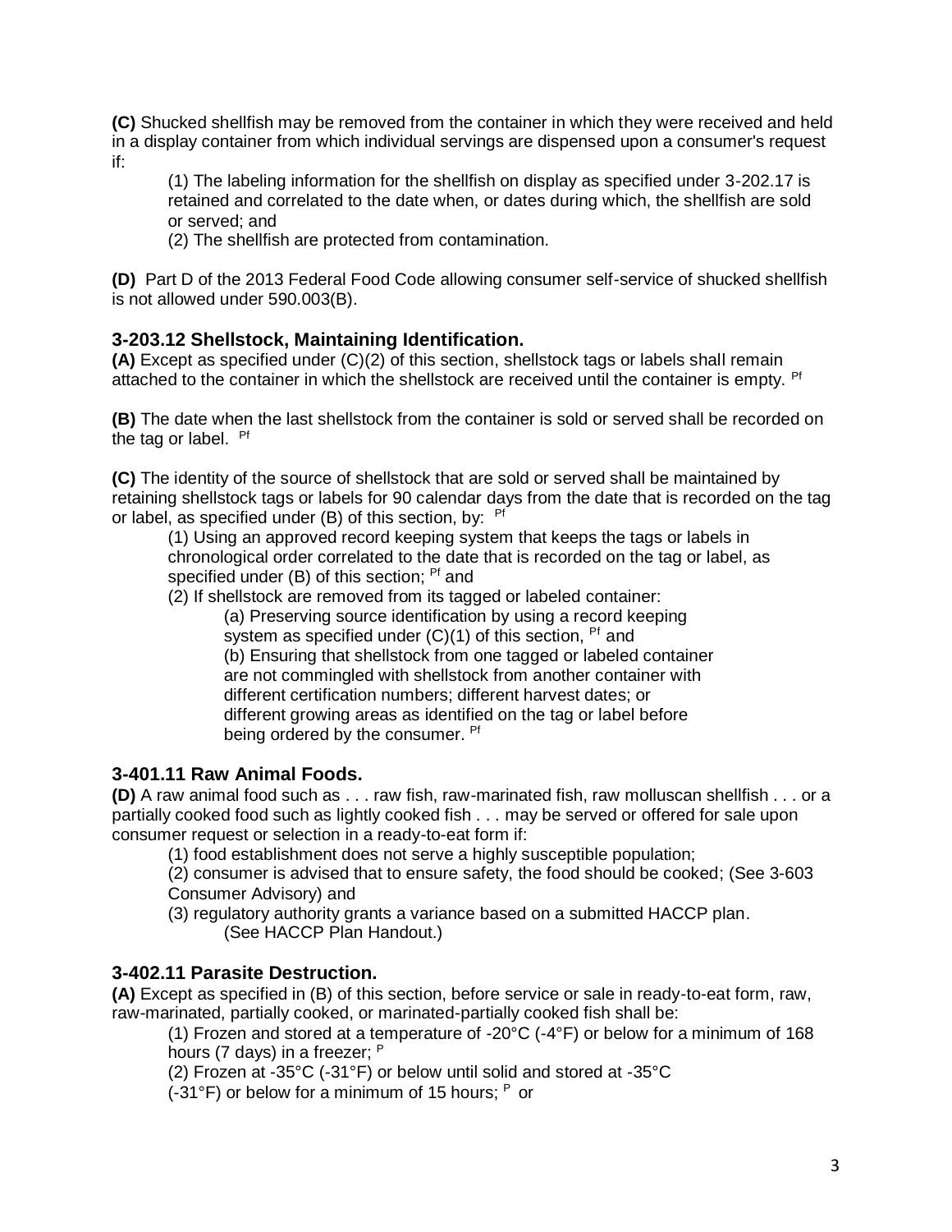**(C)** Shucked shellfish may be removed from the container in which they were received and held in a display container from which individual servings are dispensed upon a consumer's request if:

> (1) The labeling information for the shellfish on display as specified under 3-202.17 is retained and correlated to the date when, or dates during which, the shellfish are sold or served; and
>
> (2) The shellfish are protected from contamination.

**(D)** Part D of the 2013 Federal Food Code allowing consumer self-service of shucked shellfish is not allowed under 590.003(B).

### 3-203.12 Shellstock, Maintaining Identification.

**(A)** Except as specified under (C)(2) of this section, shellstock tags or labels shall remain attached to the container in which the shellstock are received until the container is empty. [Pf]

**(B)** The date when the last shellstock from the container is sold or served shall be recorded on the tag or label. [Pf]

**(C)** The identity of the source of shellstock that are sold or served shall be maintained by retaining shellstock tags or labels for 90 calendar days from the date that is recorded on the tag or label, as specified under (B) of this section, by: [Pf]

> (1) Using an approved record keeping system that keeps the tags or labels in chronological order correlated to the date that is recorded on the tag or label, as specified under (B) of this section; [Pf] and
>
> (2) If shellstock are removed from its tagged or labeled container:
>
> > (a) Preserving source identification by using a record keeping system as specified under (C)(1) of this section, [Pf] and
> >
> > (b) Ensuring that shellstock from one tagged or labeled container are not commingled with shellstock from another container with different certification numbers; different harvest dates; or different growing areas as identified on the tag or label before being ordered by the consumer. [Pf]

### 3-401.11 Raw Animal Foods.

**(D)** A raw animal food such as . . . raw fish, raw-marinated fish, raw molluscan shellfish . . . or a partially cooked food such as lightly cooked fish . . . may be served or offered for sale upon consumer request or selection in a ready-to-eat form if:

> (1) food establishment does not serve a highly susceptible population;
>
> (2) consumer is advised that to ensure safety, the food should be cooked; (See 3-603 Consumer Advisory) and
>
> (3) regulatory authority grants a variance based on a submitted HACCP plan.
>
> > (See HACCP Plan Handout.)

### 3-402.11 Parasite Destruction.

**(A)** Except as specified in (B) of this section, before service or sale in ready-to-eat form, raw, raw-marinated, partially cooked, or marinated-partially cooked fish shall be:

> (1) Frozen and stored at a temperature of -20°C (-4°F) or below for a minimum of 168 hours (7 days) in a freezer; [P]
>
> (2) Frozen at -35°C (-31°F) or below until solid and stored at -35°C (-31°F) or below for a minimum of 15 hours; [P] or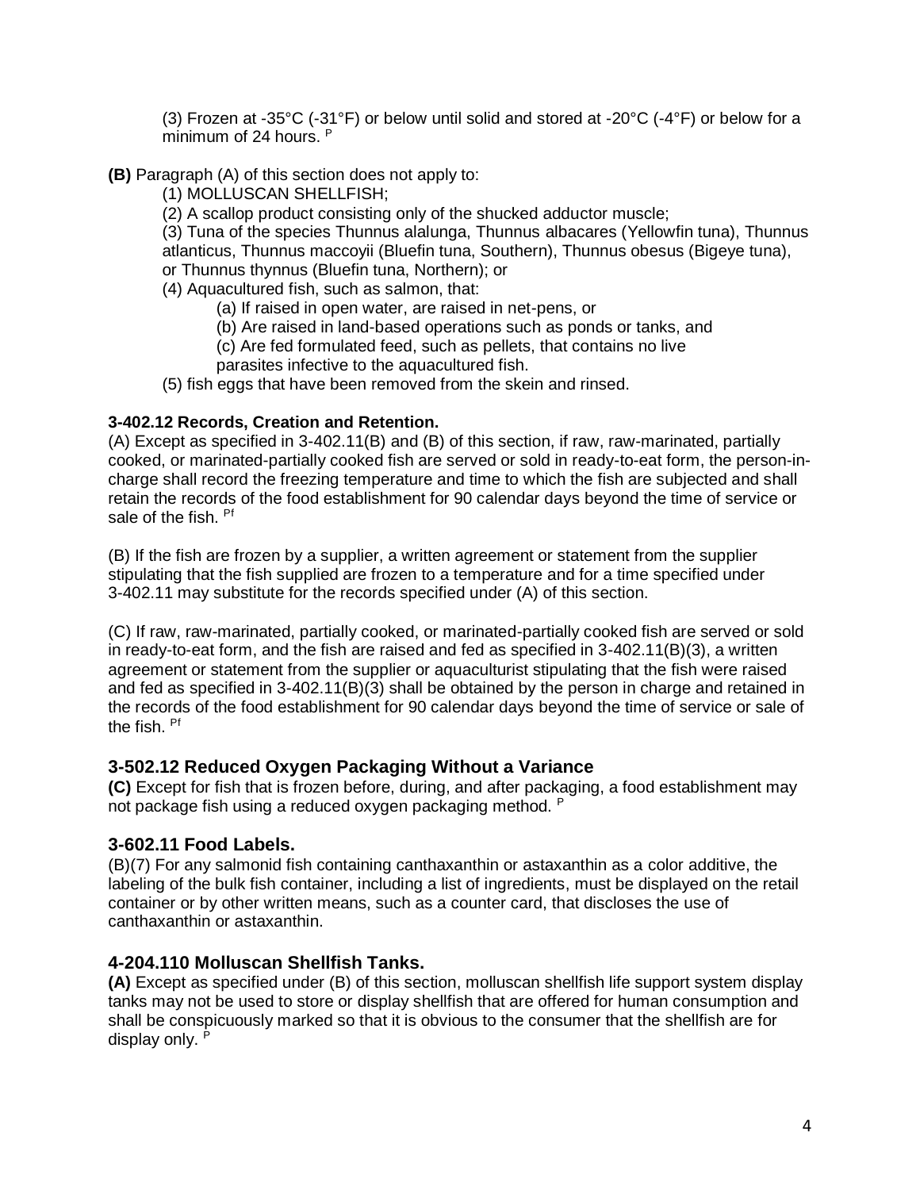(3) Frozen at -35°C (-31°F) or below until solid and stored at -20°C (-4°F) or below for a minimum of 24 hours. [P]

**(B)** Paragraph (A) of this section does not apply to:

(1) MOLLUSCAN SHELLFISH;

(2) A scallop product consisting only of the shucked adductor muscle;

(3) Tuna of the species Thunnus alalunga, Thunnus albacares (Yellowfin tuna), Thunnus atlanticus, Thunnus maccoyii (Bluefin tuna, Southern), Thunnus obesus (Bigeye tuna), or Thunnus thynnus (Bluefin tuna, Northern); or

(4) Aquacultured fish, such as salmon, that:

- (a) If raised in open water, are raised in net-pens, or
- (b) Are raised in land-based operations such as ponds or tanks, and
- (c) Are fed formulated feed, such as pellets, that contains no live parasites infective to the aquacultured fish.

(5) fish eggs that have been removed from the skein and rinsed.

#### 3-402.12 Records, Creation and Retention.

(A) Except as specified in 3-402.11(B) and (B) of this section, if raw, raw-marinated, partially cooked, or marinated-partially cooked fish are served or sold in ready-to-eat form, the person-in-charge shall record the freezing temperature and time to which the fish are subjected and shall retain the records of the food establishment for 90 calendar days beyond the time of service or sale of the fish. [Pf]

(B) If the fish are frozen by a supplier, a written agreement or statement from the supplier stipulating that the fish supplied are frozen to a temperature and for a time specified under 3-402.11 may substitute for the records specified under (A) of this section.

(C) If raw, raw-marinated, partially cooked, or marinated-partially cooked fish are served or sold in ready-to-eat form, and the fish are raised and fed as specified in 3-402.11(B)(3), a written agreement or statement from the supplier or aquaculturist stipulating that the fish were raised and fed as specified in 3-402.11(B)(3) shall be obtained by the person in charge and retained in the records of the food establishment for 90 calendar days beyond the time of service or sale of the fish. [Pf]

### 3-502.12 Reduced Oxygen Packaging Without a Variance

**(C)** Except for fish that is frozen before, during, and after packaging, a food establishment may not package fish using a reduced oxygen packaging method. [P]

### 3-602.11 Food Labels.

(B)(7) For any salmonid fish containing canthaxanthin or astaxanthin as a color additive, the labeling of the bulk fish container, including a list of ingredients, must be displayed on the retail container or by other written means, such as a counter card, that discloses the use of canthaxanthin or astaxanthin.

### 4-204.110 Molluscan Shellfish Tanks.

**(A)** Except as specified under (B) of this section, molluscan shellfish life support system display tanks may not be used to store or display shellfish that are offered for human consumption and shall be conspicuously marked so that it is obvious to the consumer that the shellfish are for display only. [P]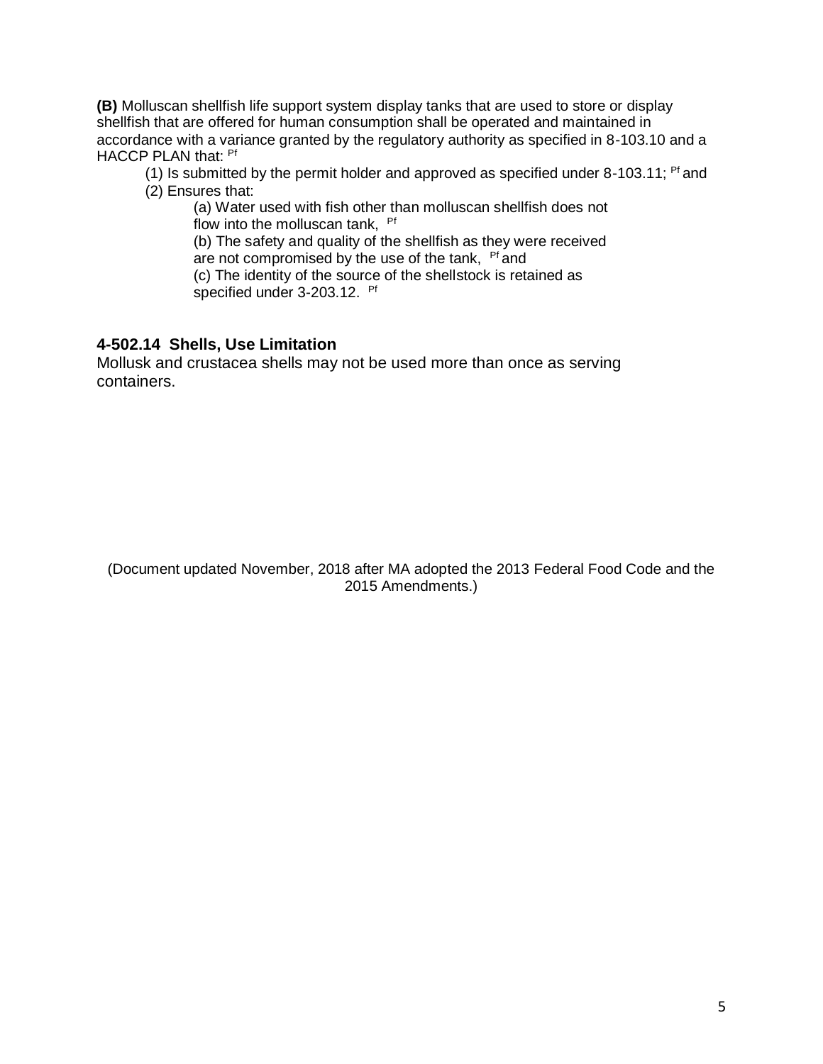**(B)** Molluscan shellfish life support system display tanks that are used to store or display shellfish that are offered for human consumption shall be operated and maintained in accordance with a variance granted by the regulatory authority as specified in 8-103.10 and a HACCP PLAN that: [Pf]

(1) Is submitted by the permit holder and approved as specified under 8-103.11; [Pf] and

(2) Ensures that:

(a) Water used with fish other than molluscan shellfish does not flow into the molluscan tank, [Pf]

(b) The safety and quality of the shellfish as they were received are not compromised by the use of the tank, [Pf] and

(c) The identity of the source of the shellstock is retained as specified under 3-203.12. [Pf]

## 4-502.14 Shells, Use Limitation

Mollusk and crustacea shells may not be used more than once as serving containers.

(Document updated November, 2018 after MA adopted the 2013 Federal Food Code and the 2015 Amendments.)